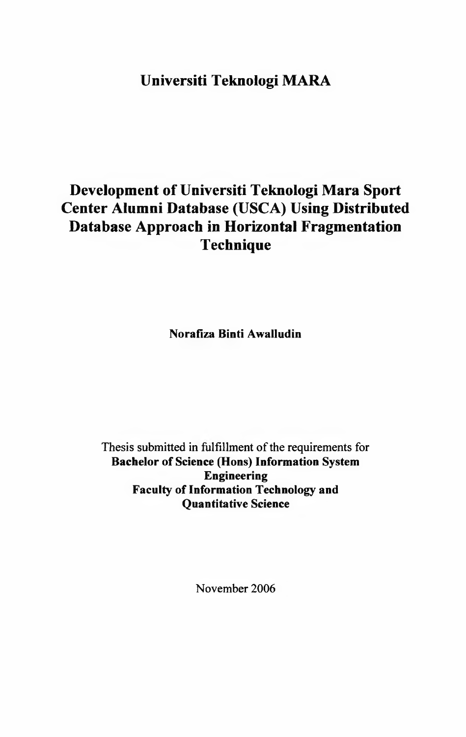# Universiti Teknologi MARA

# Development of Universiti Teknologi Mara Sport Center Alumni Database (USCA) Using Distributed Database Approach in Horizontal Fragmentation Technique

**Norafiza Binti Awalludin**

Thesis submitted in fulfillment of the requirements for
**Bachelor of Science (Hons) Information System Engineering**
**Faculty of Information Technology and Quantitative Science**

November 2006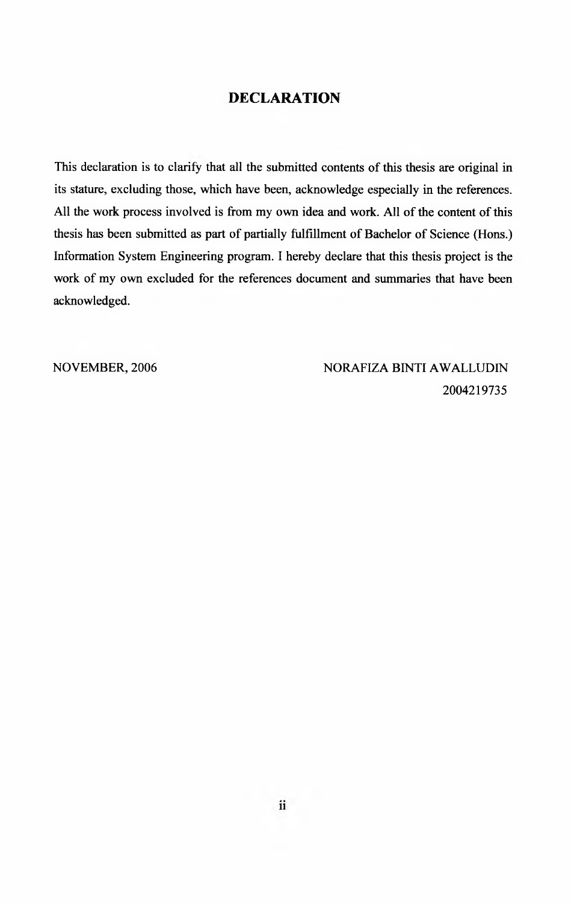# DECLARATION

This declaration is to clarify that all the submitted contents of this thesis are original in its stature, excluding those, which have been, acknowledge especially in the references. All the work process involved is from my own idea and work. All of the content of this thesis has been submitted as part of partially fulfillment of Bachelor of Science (Hons.) Information System Engineering program. I hereby declare that this thesis project is the work of my own excluded for the references document and summaries that have been acknowledged.

NOVEMBER, 2006

NORAFIZA BINTI AWALLUDIN
2004219735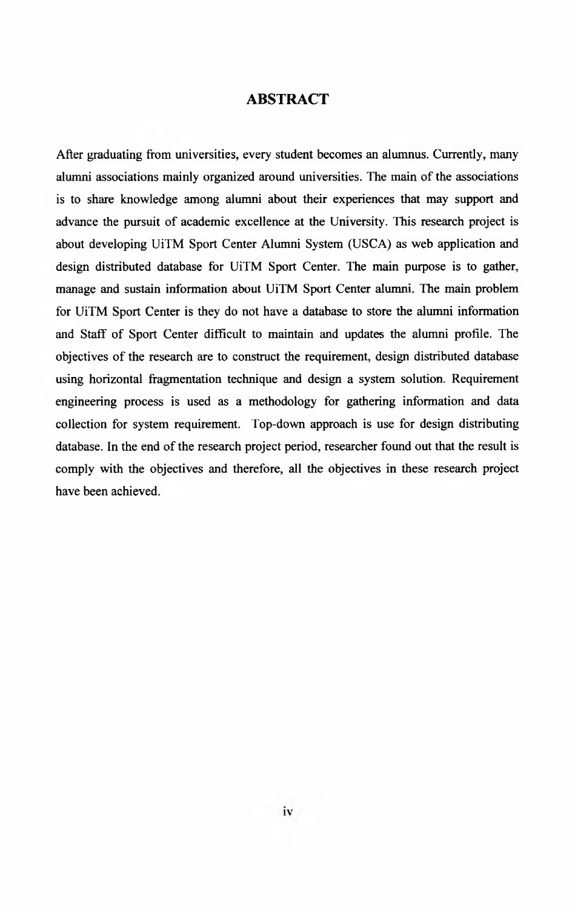# ABSTRACT

After graduating from universities, every student becomes an alumnus. Currently, many alumni associations mainly organized around universities. The main of the associations is to share knowledge among alumni about their experiences that may support and advance the pursuit of academic excellence at the University. This research project is about developing UiTM Sport Center Alumni System (USCA) as web application and design distributed database for UiTM Sport Center. The main purpose is to gather, manage and sustain information about UiTM Sport Center alumni. The main problem for UiTM Sport Center is they do not have a database to store the alumni information and Staff of Sport Center difficult to maintain and updates the alumni profile. The objectives of the research are to construct the requirement, design distributed database using horizontal fragmentation technique and design a system solution. Requirement engineering process is used as a methodology for gathering information and data collection for system requirement. Top-down approach is use for design distributing database. In the end of the research project period, researcher found out that the result is comply with the objectives and therefore, all the objectives in these research project have been achieved.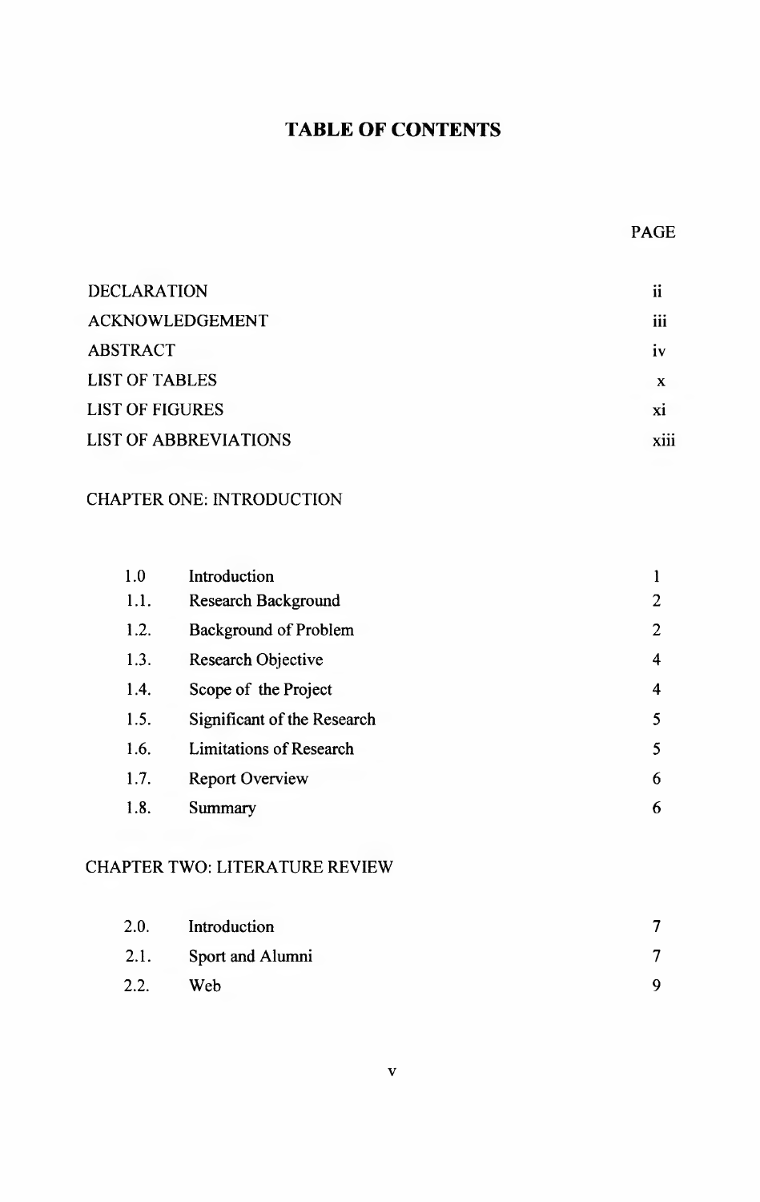# TABLE OF CONTENTS

| | PAGE |
|---|---|
| DECLARATION | ii |
| ACKNOWLEDGEMENT | iii |
| ABSTRACT | iv |
| LIST OF TABLES | x |
| LIST OF FIGURES | xi |
| LIST OF ABBREVIATIONS | xiii |

CHAPTER ONE: INTRODUCTION

| | | |
|---|---|---|
| 1.0 | Introduction | 1 |
| 1.1. | Research Background | 2 |
| 1.2. | Background of Problem | 2 |
| 1.3. | Research Objective | 4 |
| 1.4. | Scope of the Project | 4 |
| 1.5. | Significant of the Research | 5 |
| 1.6. | Limitations of Research | 5 |
| 1.7. | Report Overview | 6 |
| 1.8. | Summary | 6 |

CHAPTER TWO: LITERATURE REVIEW

| | | |
|---|---|---|
| 2.0. | Introduction | 7 |
| 2.1. | Sport and Alumni | 7 |
| 2.2. | Web | 9 |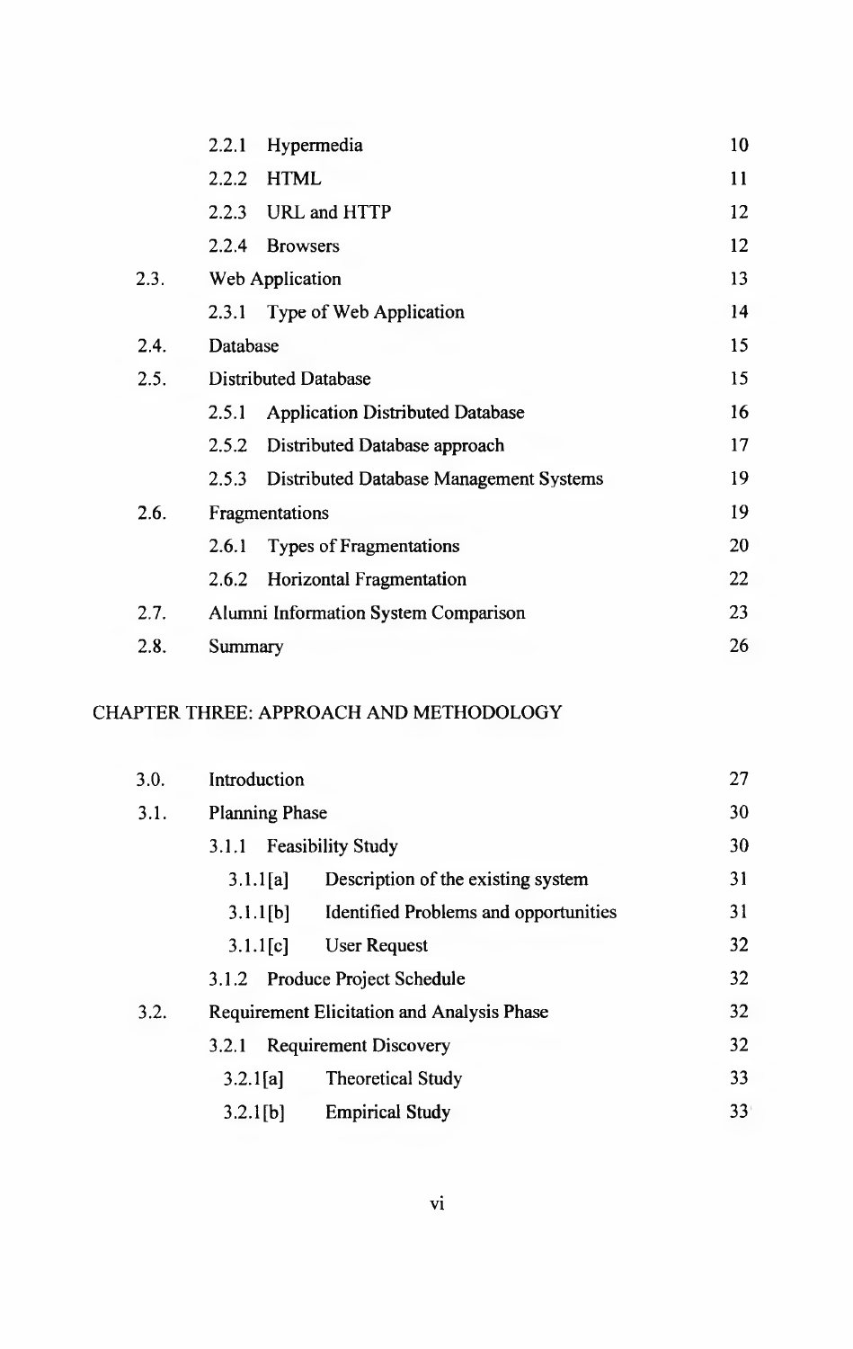| | | |
|---|---|---|
| | 2.2.1 Hypermedia | 10 |
| | 2.2.2 HTML | 11 |
| | 2.2.3 URL and HTTP | 12 |
| | 2.2.4 Browsers | 12 |
| 2.3. | Web Application | 13 |
| | 2.3.1 Type of Web Application | 14 |
| 2.4. | Database | 15 |
| 2.5. | Distributed Database | 15 |
| | 2.5.1 Application Distributed Database | 16 |
| | 2.5.2 Distributed Database approach | 17 |
| | 2.5.3 Distributed Database Management Systems | 19 |
| 2.6. | Fragmentations | 19 |
| | 2.6.1 Types of Fragmentations | 20 |
| | 2.6.2 Horizontal Fragmentation | 22 |
| 2.7. | Alumni Information System Comparison | 23 |
| 2.8. | Summary | 26 |

CHAPTER THREE: APPROACH AND METHODOLOGY

| | | |
|---|---|---|
| 3.0. | Introduction | 27 |
| 3.1. | Planning Phase | 30 |
| | 3.1.1 Feasibility Study | 30 |
| | 3.1.1[a] Description of the existing system | 31 |
| | 3.1.1[b] Identified Problems and opportunities | 31 |
| | 3.1.1[c] User Request | 32 |
| | 3.1.2 Produce Project Schedule | 32 |
| 3.2. | Requirement Elicitation and Analysis Phase | 32 |
| | 3.2.1 Requirement Discovery | 32 |
| | 3.2.1[a] Theoretical Study | 33 |
| | 3.2.1[b] Empirical Study | 33 |